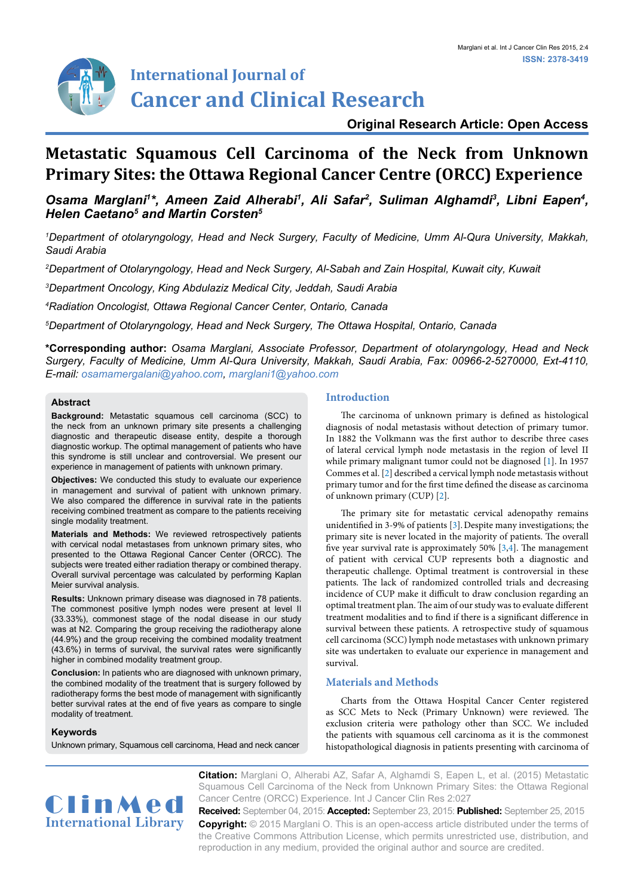Original Research Article: Open Access

# Metastatic Squamous Cell Carcinoma of the Neck from Unknown Primary Sites: the Ottawa Regional Cancer Centre (ORCC) Experience

***Osama Marglani[1]\*, Ameen Zaid Alherabi[1], Ali Safar[2], Suliman Alghamdi[3], Libni Eapen[4], Helen Caetano[5] and Martin Corsten[5]***

*[1]Department of otolaryngology, Head and Neck Surgery, Faculty of Medicine, Umm Al-Qura University, Makkah, Saudi Arabia*

*[2]Department of Otolaryngology, Head and Neck Surgery, Al-Sabah and Zain Hospital, Kuwait city, Kuwait*

*[3]Department Oncology, King Abdulaziz Medical City, Jeddah, Saudi Arabia*

*[4]Radiation Oncologist, Ottawa Regional Cancer Center, Ontario, Canada*

*[5]Department of Otolaryngology, Head and Neck Surgery, The Ottawa Hospital, Ontario, Canada*

**\*Corresponding author:** *Osama Marglani, Associate Professor, Department of otolaryngology, Head and Neck Surgery, Faculty of Medicine, Umm Al-Qura University, Makkah, Saudi Arabia, Fax: 00966-2-5270000, Ext-4110, E-mail: osamamergalani@yahoo.com, marglani1@yahoo.com*

## Abstract

**Background:** Metastatic squamous cell carcinoma (SCC) to the neck from an unknown primary site presents a challenging diagnostic and therapeutic disease entity, despite a thorough diagnostic workup. The optimal management of patients who have this syndrome is still unclear and controversial. We present our experience in management of patients with unknown primary.

**Objectives:** We conducted this study to evaluate our experience in management and survival of patient with unknown primary. We also compared the difference in survival rate in the patients receiving combined treatment as compare to the patients receiving single modality treatment.

**Materials and Methods:** We reviewed retrospectively patients with cervical nodal metastases from unknown primary sites, who presented to the Ottawa Regional Cancer Center (ORCC). The subjects were treated either radiation therapy or combined therapy. Overall survival percentage was calculated by performing Kaplan Meier survival analysis.

**Results:** Unknown primary disease was diagnosed in 78 patients. The commonest positive lymph nodes were present at level II (33.33%), commonest stage of the nodal disease in our study was at N2. Comparing the group receiving the radiotherapy alone (44.9%) and the group receiving the combined modality treatment (43.6%) in terms of survival, the survival rates were significantly higher in combined modality treatment group.

**Conclusion:** In patients who are diagnosed with unknown primary, the combined modality of the treatment that is surgery followed by radiotherapy forms the best mode of management with significantly better survival rates at the end of five years as compare to single modality of treatment.

### Keywords

Unknown primary, Squamous cell carcinoma, Head and neck cancer

## Introduction

The carcinoma of unknown primary is defined as histological diagnosis of nodal metastasis without detection of primary tumor. In 1882 the Volkmann was the first author to describe three cases of lateral cervical lymph node metastasis in the region of level II while primary malignant tumor could not be diagnosed [1]. In 1957 Commes et al. [2] described a cervical lymph node metastasis without primary tumor and for the first time defined the disease as carcinoma of unknown primary (CUP) [2].

The primary site for metastatic cervical adenopathy remains unidentified in 3-9% of patients [3]. Despite many investigations; the primary site is never located in the majority of patients. The overall five year survival rate is approximately 50% [3,4]. The management of patient with cervical CUP represents both a diagnostic and therapeutic challenge. Optimal treatment is controversial in these patients. The lack of randomized controlled trials and decreasing incidence of CUP make it difficult to draw conclusion regarding an optimal treatment plan. The aim of our study was to evaluate different treatment modalities and to find if there is a significant difference in survival between these patients. A retrospective study of squamous cell carcinoma (SCC) lymph node metastases with unknown primary site was undertaken to evaluate our experience in management and survival.

## Materials and Methods

Charts from the Ottawa Hospital Cancer Center registered as SCC Mets to Neck (Primary Unknown) were reviewed. The exclusion criteria were pathology other than SCC. We included the patients with squamous cell carcinoma as it is the commonest histopathological diagnosis in patients presenting with carcinoma of

**Citation:** Marglani O, Alherabi AZ, Safar A, Alghamdi S, Eapen L, et al. (2015) Metastatic Squamous Cell Carcinoma of the Neck from Unknown Primary Sites: the Ottawa Regional Cancer Centre (ORCC) Experience. Int J Cancer Clin Res 2:027

**Received:** September 04, 2015: **Accepted:** September 23, 2015: **Published:** September 25, 2015

**Copyright:** © 2015 Marglani O. This is an open-access article distributed under the terms of the Creative Commons Attribution License, which permits unrestricted use, distribution, and reproduction in any medium, provided the original author and source are credited.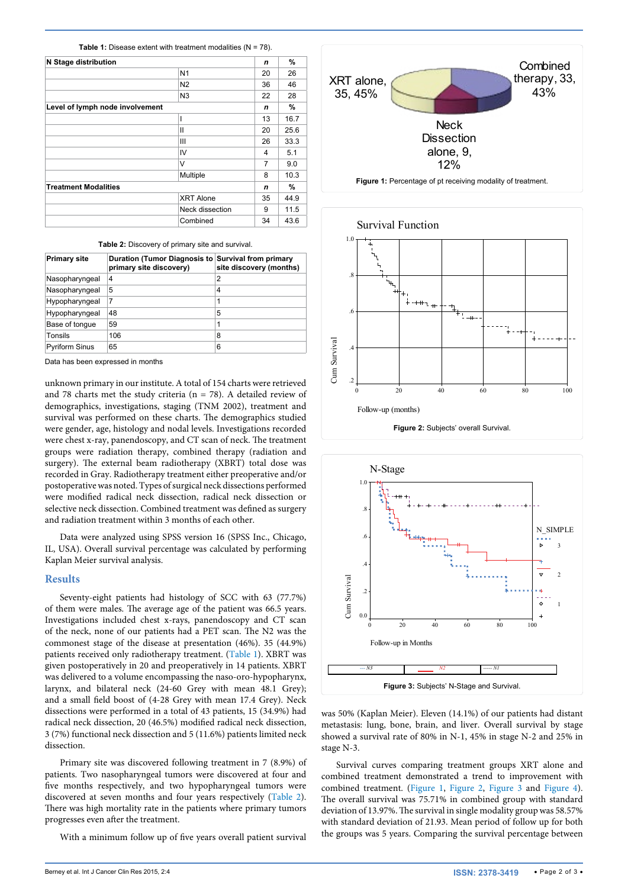Table 1: Disease extent with treatment modalities (N = 78).

| N Stage distribution | | n | % |
|---|---|---|---|
| | N1 | 20 | 26 |
| | N2 | 36 | 46 |
| | N3 | 22 | 28 |
| **Level of lymph node involvement** | | **n** | **%** |
| | I | 13 | 16.7 |
| | II | 20 | 25.6 |
| | III | 26 | 33.3 |
| | IV | 4 | 5.1 |
| | V | 7 | 9.0 |
| | Multiple | 8 | 10.3 |
| **Treatment Modalities** | | **n** | **%** |
| | XRT Alone | 35 | 44.9 |
| | Neck dissection | 9 | 11.5 |
| | Combined | 34 | 43.6 |

Table 2: Discovery of primary site and survival.

| Primary site | Duration (Tumor Diagnosis to primary site discovery) | Survival from primary site discovery (months) |
|---|---|---|
| Nasopharyngeal | 4 | 2 |
| Nasopharyngeal | 5 | 4 |
| Hypopharyngeal | 7 | 1 |
| Hypopharyngeal | 48 | 5 |
| Base of tongue | 59 | 1 |
| Tonsils | 106 | 8 |
| Pyriform Sinus | 65 | 6 |

Data has been expressed in months

unknown primary in our institute. A total of 154 charts were retrieved and 78 charts met the study criteria (n = 78). A detailed review of demographics, investigations, staging (TNM 2002), treatment and survival was performed on these charts. The demographics studied were gender, age, histology and nodal levels. Investigations recorded were chest x-ray, panendoscopy, and CT scan of neck. The treatment groups were radiation therapy, combined therapy (radiation and surgery). The external beam radiotherapy (XBRT) total dose was recorded in Gray. Radiotherapy treatment either preoperative and/or postoperative was noted. Types of surgical neck dissections performed were modified radical neck dissection, radical neck dissection or selective neck dissection. Combined treatment was defined as surgery and radiation treatment within 3 months of each other.

Data were analyzed using SPSS version 16 (SPSS Inc., Chicago, IL, USA). Overall survival percentage was calculated by performing Kaplan Meier survival analysis.

## Results

Seventy-eight patients had histology of SCC with 63 (77.7%) of them were males. The average age of the patient was 66.5 years. Investigations included chest x-rays, panendoscopy and CT scan of the neck, none of our patients had a PET scan. The N2 was the commonest stage of the disease at presentation (46%). 35 (44.9%) patients received only radiotherapy treatment. (Table 1). XBRT was given postoperatively in 20 and preoperatively in 14 patients. XBRT was delivered to a volume encompassing the naso-oro-hypopharynx, larynx, and bilateral neck (24-60 Grey with mean 48.1 Grey); and a small field boost of (4-28 Grey with mean 17.4 Grey). Neck dissections were performed in a total of 43 patients, 15 (34.9%) had radical neck dissection, 20 (46.5%) modified radical neck dissection, 3 (7%) functional neck dissection and 5 (11.6%) patients limited neck dissection.

Primary site was discovered following treatment in 7 (8.9%) of patients. Two nasopharyngeal tumors were discovered at four and five months respectively, and two hypopharyngeal tumors were discovered at seven months and four years respectively (Table 2). There was high mortality rate in the patients where primary tumors progresses even after the treatment.

With a minimum follow up of five years overall patient survival was 50% (Kaplan Meier). Eleven (14.1%) of our patients had distant metastasis: lung, bone, brain, and liver. Overall survival by stage showed a survival rate of 80% in N-1, 45% in stage N-2 and 25% in stage N-3.

Figure 1: Percentage of pt receiving modality of treatment.

Figure 2: Subjects' overall Survival.

Figure 3: Subjects' N-Stage and Survival.

Survival curves comparing treatment groups XRT alone and combined treatment demonstrated a trend to improvement with combined treatment. (Figure 1, Figure 2, Figure 3 and Figure 4). The overall survival was 75.71% in combined group with standard deviation of 13.97%. The survival in single modality group was 58.57% with standard deviation of 21.93. Mean period of follow up for both the groups was 5 years. Comparing the survival percentage between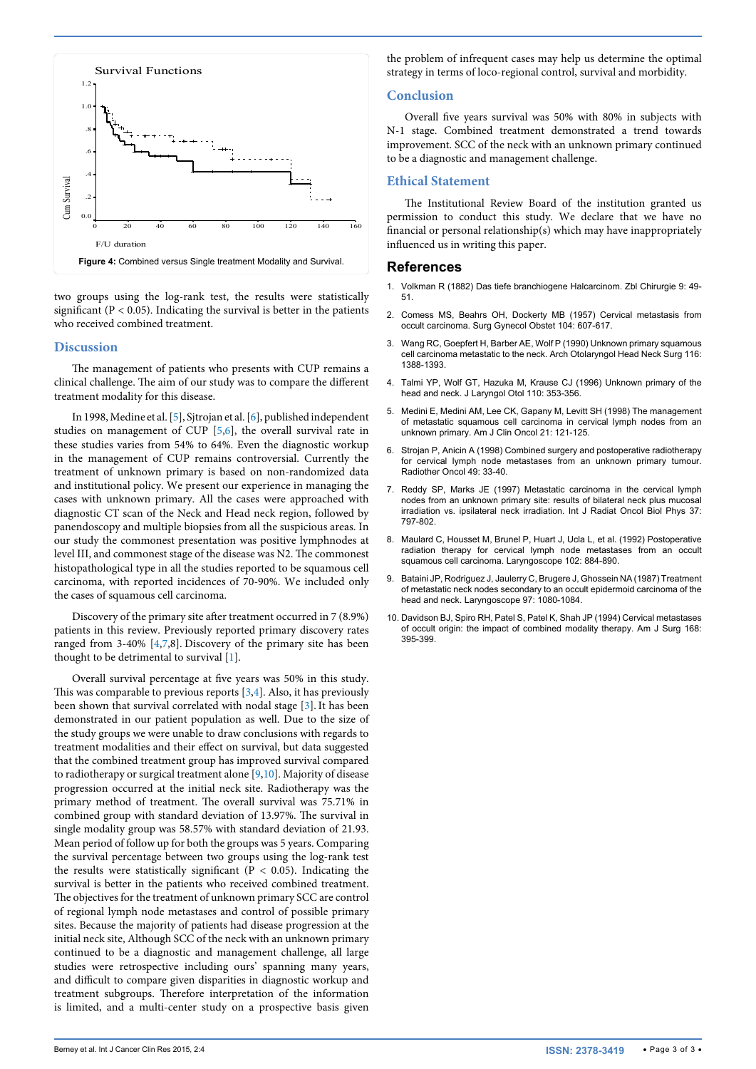Survival Functions

1.2

1.0

.8

.6

.4

.2

0.0

Cum Survival

0 20 40 60 80 100 120 140 160

F/U duration

**Figure 4:** Combined versus Single treatment Modality and Survival.

two groups using the log-rank test, the results were statistically significant ($P < 0.05$). Indicating the survival is better in the patients who received combined treatment.

## Discussion

The management of patients who presents with CUP remains a clinical challenge. The aim of our study was to compare the different treatment modality for this disease.

In 1998, Medine et al. [5], Sjtrojan et al. [6], published independent studies on management of CUP [5,6], the overall survival rate in these studies varies from 54% to 64%. Even the diagnostic workup in the management of CUP remains controversial. Currently the treatment of unknown primary is based on non-randomized data and institutional policy. We present our experience in managing the cases with unknown primary. All the cases were approached with diagnostic CT scan of the Neck and Head neck region, followed by panendoscopy and multiple biopsies from all the suspicious areas. In our study the commonest presentation was positive lymphnodes at level III, and commonest stage of the disease was N2. The commonest histopathological type in all the studies reported to be squamous cell carcinoma, with reported incidences of 70-90%. We included only the cases of squamous cell carcinoma.

Discovery of the primary site after treatment occurred in 7 (8.9%) patients in this review. Previously reported primary discovery rates ranged from 3-40% [4,7,8]. Discovery of the primary site has been thought to be detrimental to survival [1].

Overall survival percentage at five years was 50% in this study. This was comparable to previous reports [3,4]. Also, it has previously been shown that survival correlated with nodal stage [3]. It has been demonstrated in our patient population as well. Due to the size of the study groups we were unable to draw conclusions with regards to treatment modalities and their effect on survival, but data suggested that the combined treatment group has improved survival compared to radiotherapy or surgical treatment alone [9,10]. Majority of disease progression occurred at the initial neck site. Radiotherapy was the primary method of treatment. The overall survival was 75.71% in combined group with standard deviation of 13.97%. The survival in single modality group was 58.57% with standard deviation of 21.93. Mean period of follow up for both the groups was 5 years. Comparing the survival percentage between two groups using the log-rank test the results were statistically significant ($P < 0.05$). Indicating the survival is better in the patients who received combined treatment. The objectives for the treatment of unknown primary SCC are control of regional lymph node metastases and control of possible primary sites. Because the majority of patients had disease progression at the initial neck site, Although SCC of the neck with an unknown primary continued to be a diagnostic and management challenge, all large studies were retrospective including ours' spanning many years, and difficult to compare given disparities in diagnostic workup and treatment subgroups. Therefore interpretation of the information is limited, and a multi-center study on a prospective basis given the problem of infrequent cases may help us determine the optimal strategy in terms of loco-regional control, survival and morbidity.

## Conclusion

Overall five years survival was 50% with 80% in subjects with N-1 stage. Combined treatment demonstrated a trend towards improvement. SCC of the neck with an unknown primary continued to be a diagnostic and management challenge.

## Ethical Statement

The Institutional Review Board of the institution granted us permission to conduct this study. We declare that we have no financial or personal relationship(s) which may have inappropriately influenced us in writing this paper.

## References

1. Volkman R (1882) Das tiefe branchiogene Halcarcinom. Zbl Chirurgie 9: 49-51.
2. Comess MS, Beahrs OH, Dockerty MB (1957) Cervical metastasis from occult carcinoma. Surg Gynecol Obstet 104: 607-617.
3. Wang RC, Goepfert H, Barber AE, Wolf P (1990) Unknown primary squamous cell carcinoma metastatic to the neck. Arch Otolaryngol Head Neck Surg 116: 1388-1393.
4. Talmi YP, Wolf GT, Hazuka M, Krause CJ (1996) Unknown primary of the head and neck. J Laryngol Otol 110: 353-356.
5. Medini E, Medini AM, Lee CK, Gapany M, Levitt SH (1998) The management of metastatic squamous cell carcinoma in cervical lymph nodes from an unknown primary. Am J Clin Oncol 21: 121-125.
6. Strojan P, Anicin A (1998) Combined surgery and postoperative radiotherapy for cervical lymph node metastases from an unknown primary tumour. Radiother Oncol 49: 33-40.
7. Reddy SP, Marks JE (1997) Metastatic carcinoma in the cervical lymph nodes from an unknown primary site: results of bilateral neck plus mucosal irradiation vs. ipsilateral neck irradiation. Int J Radiat Oncol Biol Phys 37: 797-802.
8. Maulard C, Housset M, Brunel P, Huart J, Ucla L, et al. (1992) Postoperative radiation therapy for cervical lymph node metastases from an occult squamous cell carcinoma. Laryngoscope 102: 884-890.
9. Bataini JP, Rodriguez J, Jaulerry C, Brugere J, Ghossein NA (1987) Treatment of metastatic neck nodes secondary to an occult epidermoid carcinoma of the head and neck. Laryngoscope 97: 1080-1084.
10. Davidson BJ, Spiro RH, Patel S, Patel K, Shah JP (1994) Cervical metastases of occult origin: the impact of combined modality therapy. Am J Surg 168: 395-399.